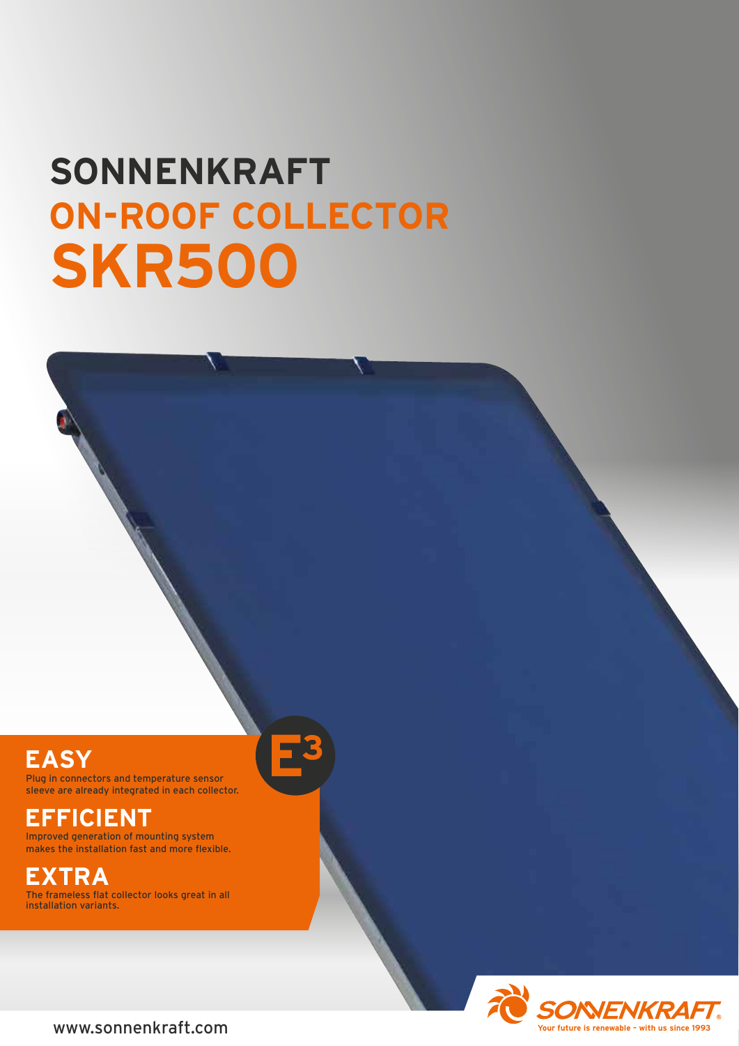# SONNENKRAFT
# ON-ROOF COLLECTOR
# SKR500

E3

## EASY

Plug in connectors and temperature sensor sleeve are already integrated in each collector.

## EFFICIENT

Improved generation of mounting system makes the installation fast and more flexible.

## EXTRA

The frameless flat collector looks great in all installation variants.

www.sonnenkraft.com

SONNENKRAFT®
Your future is renewable – with us since 1993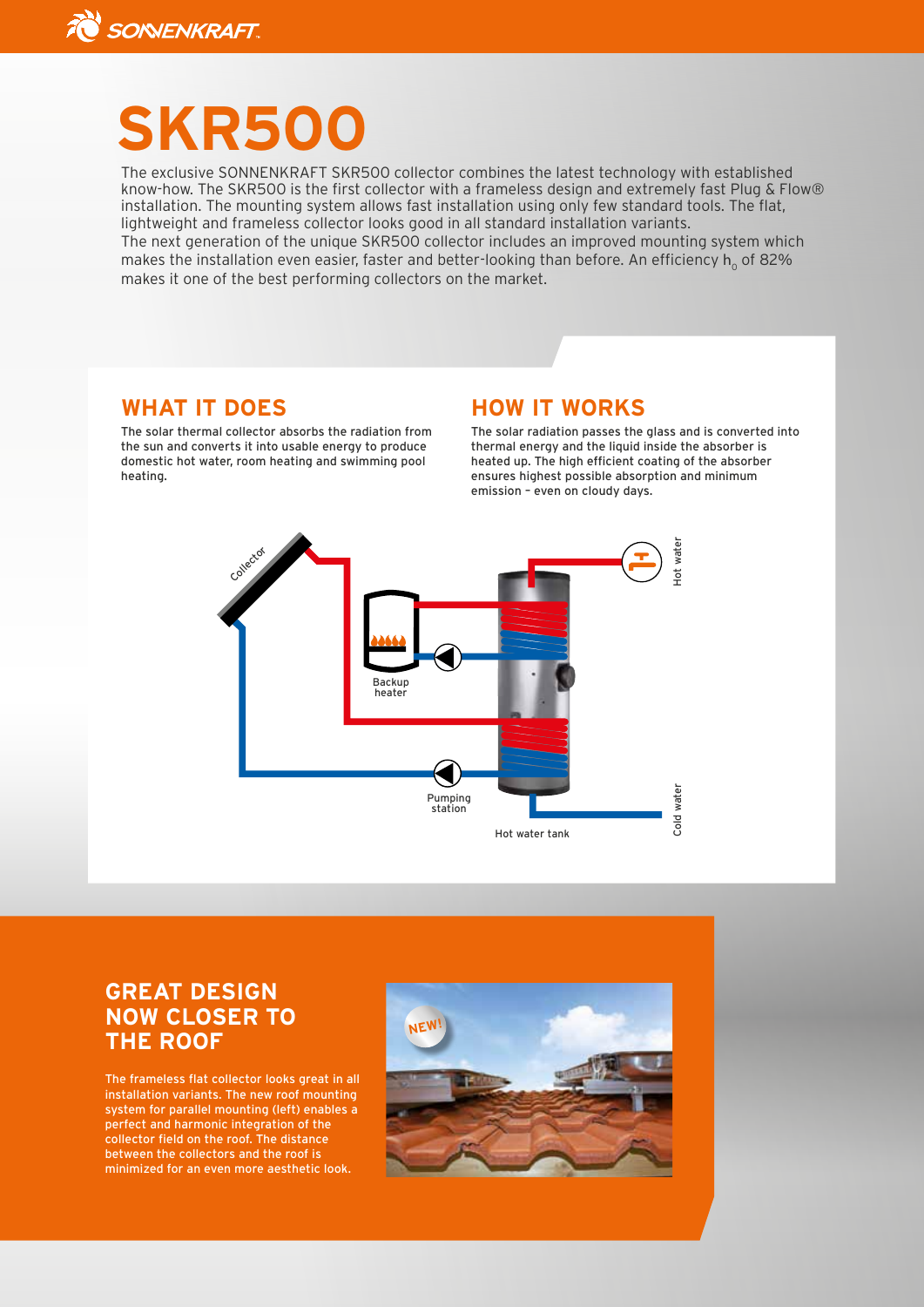# SKR500

The exclusive SONNENKRAFT SKR500 collector combines the latest technology with established know-how. The SKR500 is the first collector with a frameless design and extremely fast Plug & Flow® installation. The mounting system allows fast installation using only few standard tools. The flat, lightweight and frameless collector looks good in all standard installation variants.
The next generation of the unique SKR500 collector includes an improved mounting system which makes the installation even easier, faster and better-looking than before. An efficiency $h_0$ of 82% makes it one of the best performing collectors on the market.

## WHAT IT DOES

The solar thermal collector absorbs the radiation from the sun and converts it into usable energy to produce domestic hot water, room heating and swimming pool heating.

## HOW IT WORKS

The solar radiation passes the glass and is converted into thermal energy and the liquid inside the absorber is heated up. The high efficient coating of the absorber ensures highest possible absorption and minimum emission – even on cloudy days.

Collector
Backup heater
Pumping station
Hot water tank
Hot water
Cold water

## GREAT DESIGN NOW CLOSER TO THE ROOF

The frameless flat collector looks great in all installation variants. The new roof mounting system for parallel mounting (left) enables a perfect and harmonic integration of the collector field on the roof. The distance between the collectors and the roof is minimized for an even more aesthetic look.

NEW!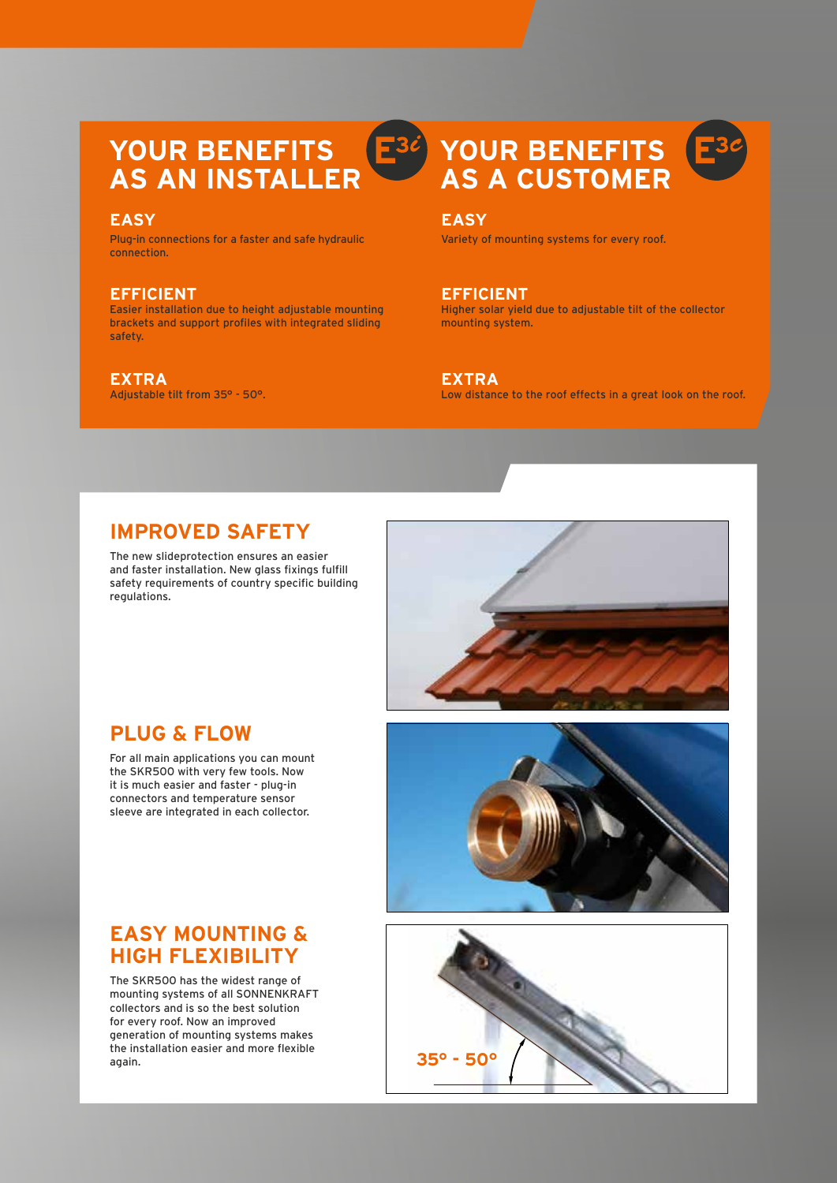## YOUR BENEFITS AS AN INSTALLER

E3i

### EASY

Plug-in connections for a faster and safe hydraulic connection.

### EFFICIENT

Easier installation due to height adjustable mounting brackets and support profiles with integrated sliding safety.

### EXTRA

Adjustable tilt from 35° - 50°.

## YOUR BENEFITS AS A CUSTOMER

E3c

### EASY

Variety of mounting systems for every roof.

### EFFICIENT

Higher solar yield due to adjustable tilt of the collector mounting system.

### EXTRA

Low distance to the roof effects in a great look on the roof.

## IMPROVED SAFETY

The new slideprotection ensures an easier and faster installation. New glass fixings fulfill safety requirements of country specific building regulations.

## PLUG & FLOW

For all main applications you can mount the SKR500 with very few tools. Now it is much easier and faster - plug-in connectors and temperature sensor sleeve are integrated in each collector.

## EASY MOUNTING & HIGH FLEXIBILITY

The SKR500 has the widest range of mounting systems of all SONNENKRAFT collectors and is so the best solution for every roof. Now an improved generation of mounting systems makes the installation easier and more flexible again.

35° - 50°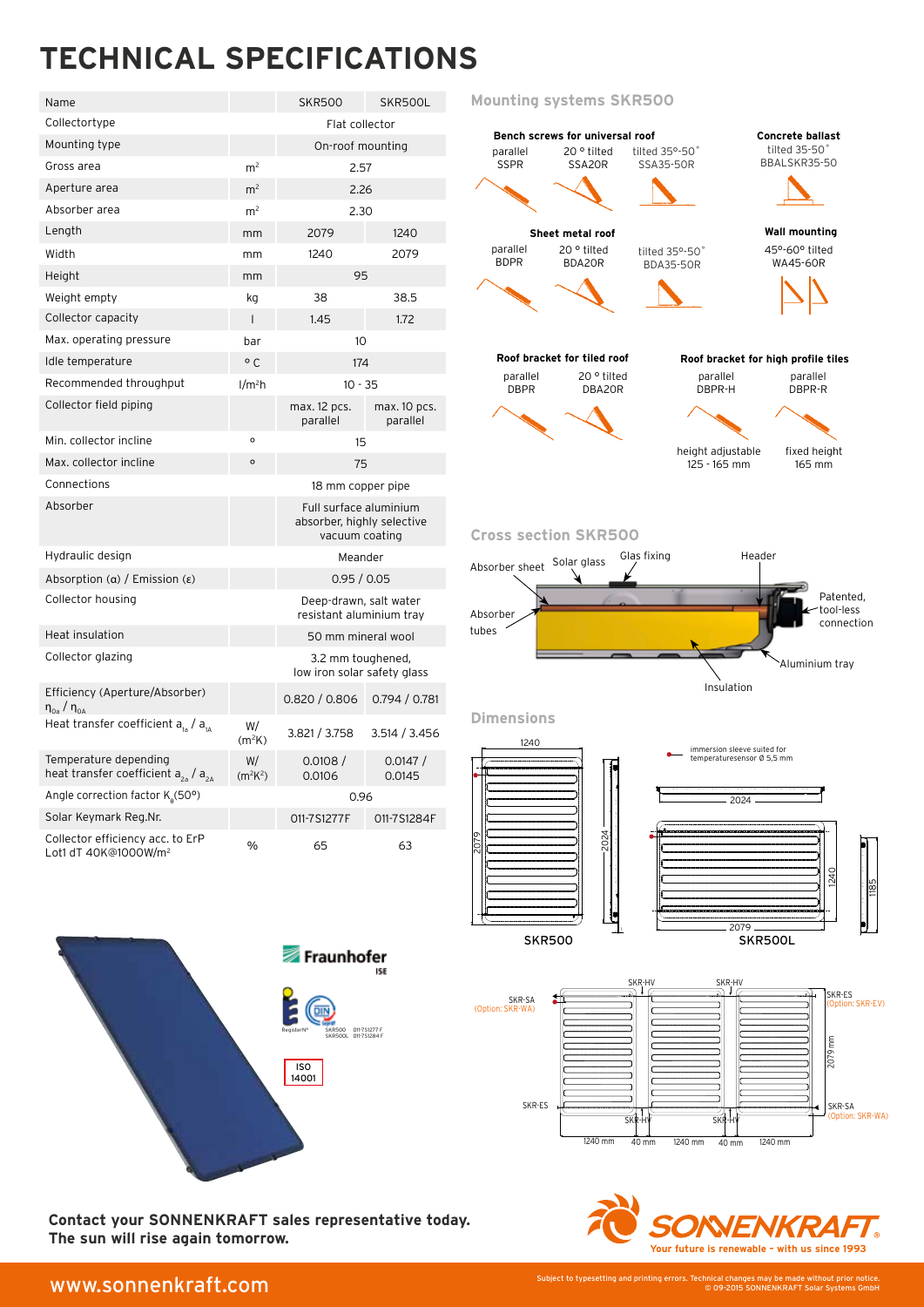# TECHNICAL SPECIFICATIONS

| Name | | SKR500 | SKR500L |
|---|---|---|---|
| Collectortype | | Flat collector | |
| Mounting type | | On-roof mounting | |
| Gross area | $m^2$ | 2.57 | |
| Aperture area | $m^2$ | 2.26 | |
| Absorber area | $m^2$ | 2.30 | |
| Length | mm | 2079 | 1240 |
| Width | mm | 1240 | 2079 |
| Height | mm | 95 | |
| Weight empty | kg | 38 | 38.5 |
| Collector capacity | l | 1.45 | 1.72 |
| Max. operating pressure | bar | 10 | |
| Idle temperature | °C | 174 | |
| Recommended throughput | $l/m^2h$ | 10 - 35 | |
| Collector field piping | | max. 12 pcs. parallel | max. 10 pcs. parallel |
| Min. collector incline | ° | 15 | |
| Max. collector incline | ° | 75 | |
| Connections | | 18 mm copper pipe | |
| Absorber | | Full surface aluminium absorber, highly selective vacuum coating | |
| Hydraulic design | | Meander | |
| Absorption (α) / Emission (ε) | | 0.95 / 0.05 | |
| Collector housing | | Deep-drawn, salt water resistant aluminium tray | |
| Heat insulation | | 50 mm mineral wool | |
| Collector glazing | | 3.2 mm toughened, low iron solar safety glass | |
| Efficiency (Aperture/Absorber) $\eta_{0a}$ / $\eta_{0A}$ | | 0.820 / 0.806 | 0.794 / 0.781 |
| Heat transfer coefficient $a_{1a}$ / $a_{1A}$ | W/($m^2$K) | 3.821 / 3.758 | 3.514 / 3.456 |
| Temperature depending heat transfer coefficient $a_{2a}$ / $a_{2A}$ | W/($m^2K^2$) | 0.0108 / 0.0106 | 0.0147 / 0.0145 |
| Angle correction factor $K_{\theta}$(50°) | | 0.96 | |
| Solar Keymark Reg.Nr. | | 011-7S1277F | 011-7S1284F |
| Collector efficiency acc. to ErP Lot1 dT 40K@1000W/$m^2$ | % | 65 | 63 |

Fraunhofer ISE

RegisterNr. SKR500 011-7S1277 F SKR500L 011-7S1284 F

ISO 14001

## Mounting systems SKR500

**Bench screws for universal roof**
- parallel SSPR
- 20 ° tilted SSA20R
- tilted 35°-50° SSA35-50R

**Concrete ballast**
- tilted 35-50° BBALSKR35-50

**Sheet metal roof**
- parallel BDPR
- 20 ° tilted BDA20R
- tilted 35°-50° BDA35-50R

**Wall mounting**
- 45°-60° tilted WA45-60R

**Roof bracket for tiled roof**
- parallel DBPR
- 20 ° tilted DBA20R

**Roof bracket for high profile tiles**
- parallel DBPR-H — height adjustable 125 - 165 mm
- parallel DBPR-R — fixed height 165 mm

## Cross section SKR500

Absorber sheet
Solar glass
Glas fixing
Header
Patented, tool-less connection
Absorber tubes
Aluminium tray
Insulation

## Dimensions

1240
2079
2024
SKR500

immersion sleeve suited for temperaturesensor Ø 5,5 mm

2024
1240
1185
2079
SKR500L

SKR-SA (Option: SKR-WA)
SKR-HV
SKR-HV
SKR-ES (Option: SKR-EV)
2079 mm
SKR-ES
SKR-HV
SKR-HV
SKR-SA (Option: SKR-WA)
1240 mm
40 mm
1240 mm
40 mm
1240 mm

**Contact your SONNENKRAFT sales representative today.**
**The sun will rise again tomorrow.**

SONNENKRAFT® Your future is renewable – with us since 1993

www.sonnenkraft.com

Subject to typesetting and printing errors. Technical changes may be made without prior notice.
© 09-2015 SONNENKRAFT Solar Systems GmbH